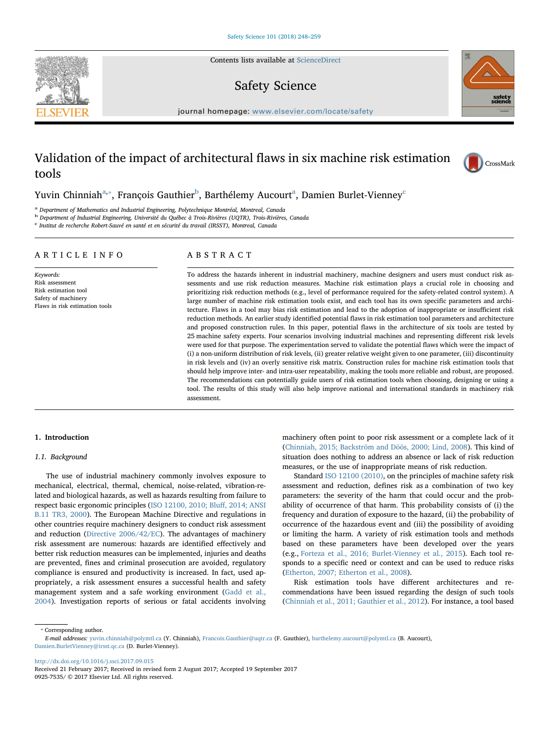# Validation of the impact of architectural flaws in six machine risk estimation tools

Yuvin Chinniah[a,*], François Gauthier[b], Barthélemy Aucourt[a], Damien Burlet-Vienney[c]

[a] Department of Mathematics and Industrial Engineering, Polytechnique Montréal, Montreal, Canada
[b] Department of Industrial Engineering, Université du Québec à Trois-Rivières (UQTR), Trois-Rivières, Canada
[c] Institut de recherche Robert-Sauvé en santé et en sécurité du travail (IRSST), Montreal, Canada

## ARTICLE INFO

*Keywords:*
Risk assessment
Risk estimation tool
Safety of machinery
Flaws in risk estimation tools

## ABSTRACT

To address the hazards inherent in industrial machinery, machine designers and users must conduct risk assessments and use risk reduction measures. Machine risk estimation plays a crucial role in choosing and prioritizing risk reduction methods (e.g., level of performance required for the safety-related control system). A large number of machine risk estimation tools exist, and each tool has its own specific parameters and architecture. Flaws in a tool may bias risk estimation and lead to the adoption of inappropriate or insufficient risk reduction methods. An earlier study identified potential flaws in risk estimation tool parameters and architecture and proposed construction rules. In this paper, potential flaws in the architecture of six tools are tested by 25 machine safety experts. Four scenarios involving industrial machines and representing different risk levels were used for that purpose. The experimentation served to validate the potential flaws which were the impact of (i) a non-uniform distribution of risk levels, (ii) greater relative weight given to one parameter, (iii) discontinuity in risk levels and (iv) an overly sensitive risk matrix. Construction rules for machine risk estimation tools that should help improve inter- and intra-user repeatability, making the tools more reliable and robust, are proposed. The recommendations can potentially guide users of risk estimation tools when choosing, designing or using a tool. The results of this study will also help improve national and international standards in machinery risk assessment.

## 1. Introduction

### 1.1. Background

The use of industrial machinery commonly involves exposure to mechanical, electrical, thermal, chemical, noise-related, vibration-related and biological hazards, as well as hazards resulting from failure to respect basic ergonomic principles (ISO 12100, 2010; Bluff, 2014; ANSI B.11 TR3, 2000). The European Machine Directive and regulations in other countries require machinery designers to conduct risk assessment and reduction (Directive 2006/42/EC). The advantages of machinery risk assessment are numerous: hazards are identified effectively and better risk reduction measures can be implemented, injuries and deaths are prevented, fines and criminal prosecution are avoided, regulatory compliance is ensured and productivity is increased. In fact, used appropriately, a risk assessment ensures a successful health and safety management system and a safe working environment (Gadd et al., 2004). Investigation reports of serious or fatal accidents involving machinery often point to poor risk assessment or a complete lack of it (Chinniah, 2015; Backström and Döös, 2000; Lind, 2008). This kind of situation does nothing to address an absence or lack of risk reduction measures, or the use of inappropriate means of risk reduction.

Standard ISO 12100 (2010), on the principles of machine safety risk assessment and reduction, defines risk as a combination of two key parameters: the severity of the harm that could occur and the probability of occurrence of that harm. This probability consists of (i) the frequency and duration of exposure to the hazard, (ii) the probability of occurrence of the hazardous event and (iii) the possibility of avoiding or limiting the harm. A variety of risk estimation tools and methods based on these parameters have been developed over the years (e.g., Forteza et al., 2016; Burlet-Vienney et al., 2015). Each tool responds to a specific need or context and can be used to reduce risks (Etherton, 2007; Etherton et al., 2008).

Risk estimation tools have different architectures and recommendations have been issued regarding the design of such tools (Chinniah et al., 2011; Gauthier et al., 2012). For instance, a tool based

* Corresponding author.
*E-mail addresses:* yuvin.chinniah@polymtl.ca (Y. Chinniah), Francois.Gauthier@uqtr.ca (F. Gauthier), barthelemy.aucourt@polymtl.ca (B. Aucourt), Damien.BurletVienney@irsst.qc.ca (D. Burlet-Vienney).

http://dx.doi.org/10.1016/j.ssci.2017.09.015
Received 21 February 2017; Received in revised form 2 August 2017; Accepted 19 September 2017
0925-7535/ © 2017 Elsevier Ltd. All rights reserved.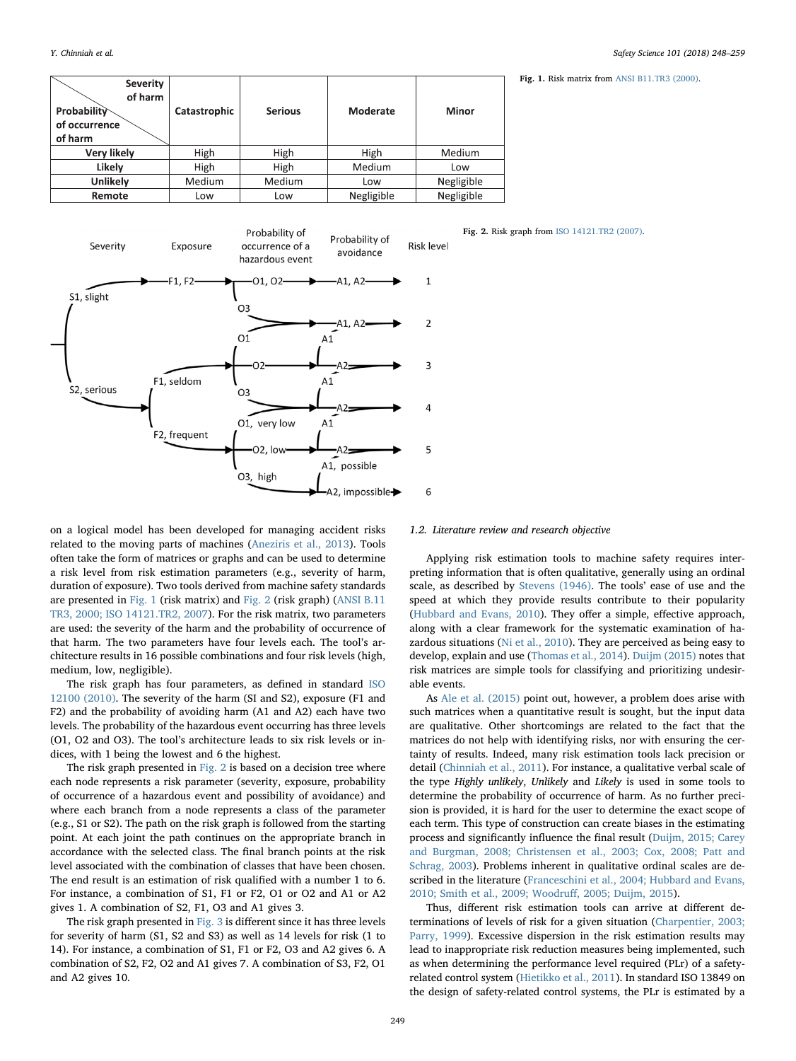| Severity of harm / Probability of occurrence of harm | Catastrophic | Serious | Moderate | Minor |
|---|---|---|---|---|
| **Very likely** | High | High | High | Medium |
| **Likely** | High | High | Medium | Low |
| **Unlikely** | Medium | Medium | Low | Negligible |
| **Remote** | Low | Low | Negligible | Negligible |

**Fig. 1.** Risk matrix from ANSI B11.TR3 (2000).

**Fig. 2.** Risk graph from ISO 14121.TR2 (2007).

on a logical model has been developed for managing accident risks related to the moving parts of machines (Aneziris et al., 2013). Tools often take the form of matrices or graphs and can be used to determine a risk level from risk estimation parameters (e.g., severity of harm, duration of exposure). Two tools derived from machine safety standards are presented in Fig. 1 (risk matrix) and Fig. 2 (risk graph) (ANSI B.11 TR3, 2000; ISO 14121.TR2, 2007). For the risk matrix, two parameters are used: the severity of the harm and the probability of occurrence of that harm. The two parameters have four levels each. The tool's architecture results in 16 possible combinations and four risk levels (high, medium, low, negligible).

The risk graph has four parameters, as defined in standard ISO 12100 (2010). The severity of the harm (SI and S2), exposure (F1 and F2) and the probability of avoiding harm (A1 and A2) each have two levels. The probability of the hazardous event occurring has three levels (O1, O2 and O3). The tool's architecture leads to six risk levels or indices, with 1 being the lowest and 6 the highest.

The risk graph presented in Fig. 2 is based on a decision tree where each node represents a risk parameter (severity, exposure, probability of occurrence of a hazardous event and possibility of avoidance) and where each branch from a node represents a class of the parameter (e.g., S1 or S2). The path on the risk graph is followed from the starting point. At each joint the path continues on the appropriate branch in accordance with the selected class. The final branch points at the risk level associated with the combination of classes that have been chosen. The end result is an estimation of risk qualified with a number 1 to 6. For instance, a combination of S1, F1 or F2, O1 or O2 and A1 or A2 gives 1. A combination of S2, F1, O3 and A1 gives 3.

The risk graph presented in Fig. 3 is different since it has three levels for severity of harm (S1, S2 and S3) as well as 14 levels for risk (1 to 14). For instance, a combination of S1, F1 or F2, O3 and A2 gives 6. A combination of S2, F2, O2 and A1 gives 7. A combination of S3, F2, O1 and A2 gives 10.

### 1.2. Literature review and research objective

Applying risk estimation tools to machine safety requires interpreting information that is often qualitative, generally using an ordinal scale, as described by Stevens (1946). The tools' ease of use and the speed at which they provide results contribute to their popularity (Hubbard and Evans, 2010). They offer a simple, effective approach, along with a clear framework for the systematic examination of hazardous situations (Ni et al., 2010). They are perceived as being easy to develop, explain and use (Thomas et al., 2014). Duijm (2015) notes that risk matrices are simple tools for classifying and prioritizing undesirable events.

As Ale et al. (2015) point out, however, a problem does arise with such matrices when a quantitative result is sought, but the input data are qualitative. Other shortcomings are related to the fact that the matrices do not help with identifying risks, nor with ensuring the certainty of results. Indeed, many risk estimation tools lack precision or detail (Chinniah et al., 2011). For instance, a qualitative verbal scale of the type *Highly unlikely*, *Unlikely* and *Likely* is used in some tools to determine the probability of occurrence of harm. As no further precision is provided, it is hard for the user to determine the exact scope of each term. This type of construction can create biases in the estimating process and significantly influence the final result (Duijm, 2015; Carey and Burgman, 2008; Christensen et al., 2003; Cox, 2008; Patt and Schrag, 2003). Problems inherent in qualitative ordinal scales are described in the literature (Franceschini et al., 2004; Hubbard and Evans, 2010; Smith et al., 2009; Woodruff, 2005; Duijm, 2015).

Thus, different risk estimation tools can arrive at different determinations of levels of risk for a given situation (Charpentier, 2003; Parry, 1999). Excessive dispersion in the risk estimation results may lead to inappropriate risk reduction measures being implemented, such as when determining the performance level required (PLr) of a safety-related control system (Hietikko et al., 2011). In standard ISO 13849 on the design of safety-related control systems, the PLr is estimated by a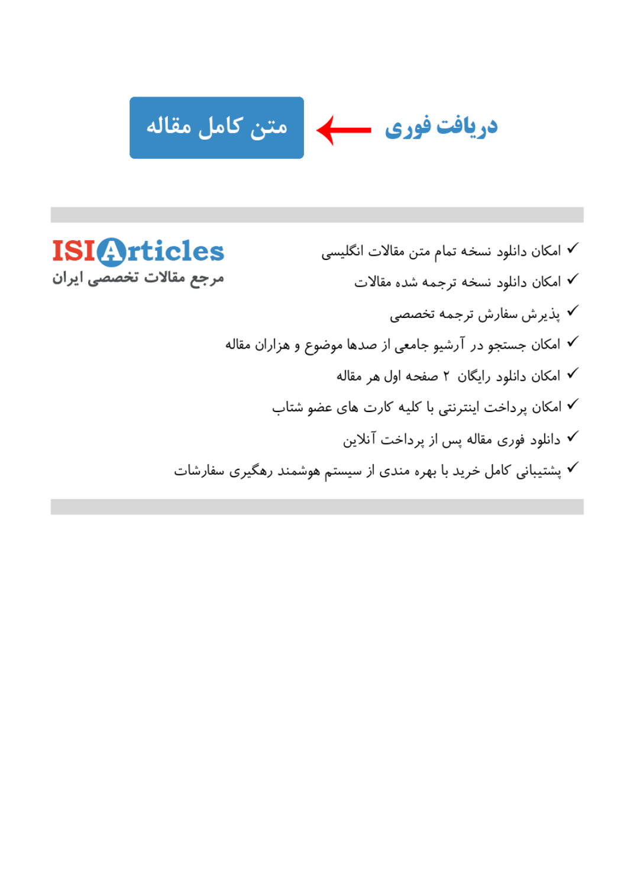دریافت فوری ← **متن کامل مقاله**

---

**ISIArticles**
مرجع مقالات تخصصی ایران

- ✓ امکان دانلود نسخه تمام متن مقالات انگلیسی
- ✓ امکان دانلود نسخه ترجمه شده مقالات
- ✓ پذیرش سفارش ترجمه تخصصی
- ✓ امکان جستجو در آرشیو جامعی از صدها موضوع و هزاران مقاله
- ✓ امکان دانلود رایگان ۲ صفحه اول هر مقاله
- ✓ امکان پرداخت اینترنتی با کلیه کارت های عضو شتاب
- ✓ دانلود فوری مقاله پس از پرداخت آنلاین
- ✓ پشتیبانی کامل خرید با بهره مندی از سیستم هوشمند رهگیری سفارشات

---